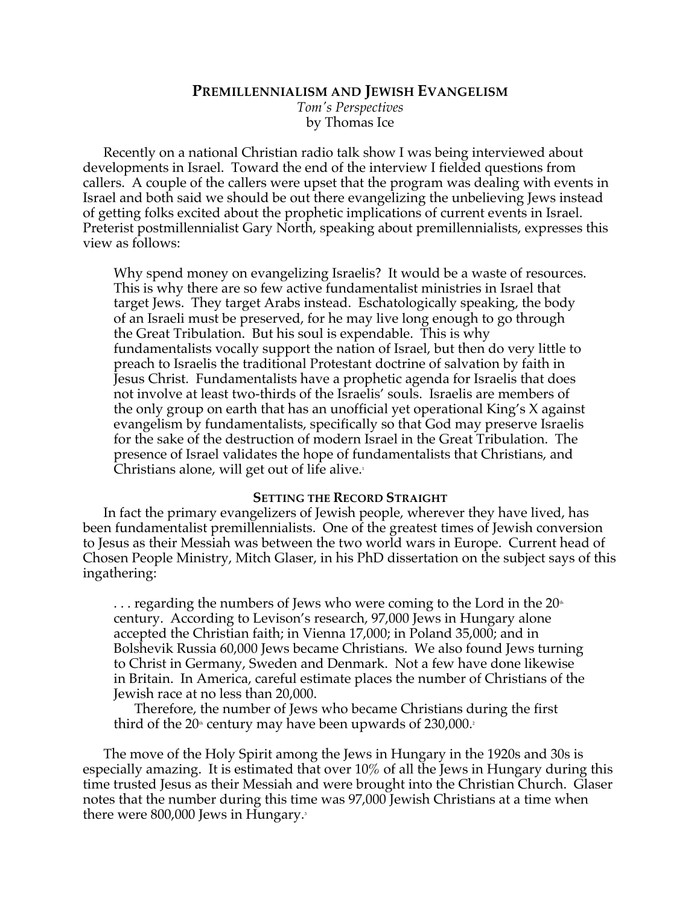# PREMILLENNIALISM AND JEWISH EVANGELISM

*Tom's Perspectives*
by Thomas Ice

Recently on a national Christian radio talk show I was being interviewed about developments in Israel. Toward the end of the interview I fielded questions from callers. A couple of the callers were upset that the program was dealing with events in Israel and both said we should be out there evangelizing the unbelieving Jews instead of getting folks excited about the prophetic implications of current events in Israel. Preterist postmillennialist Gary North, speaking about premillennialists, expresses this view as follows:

> Why spend money on evangelizing Israelis? It would be a waste of resources. This is why there are so few active fundamentalist ministries in Israel that target Jews. They target Arabs instead. Eschatologically speaking, the body of an Israeli must be preserved, for he may live long enough to go through the Great Tribulation. But his soul is expendable. This is why fundamentalists vocally support the nation of Israel, but then do very little to preach to Israelis the traditional Protestant doctrine of salvation by faith in Jesus Christ. Fundamentalists have a prophetic agenda for Israelis that does not involve at least two-thirds of the Israelis' souls. Israelis are members of the only group on earth that has an unofficial yet operational King's X against evangelism by fundamentalists, specifically so that God may preserve Israelis for the sake of the destruction of modern Israel in the Great Tribulation. The presence of Israel validates the hope of fundamentalists that Christians, and Christians alone, will get out of life alive.[1]

## SETTING THE RECORD STRAIGHT

In fact the primary evangelizers of Jewish people, wherever they have lived, has been fundamentalist premillennialists. One of the greatest times of Jewish conversion to Jesus as their Messiah was between the two world wars in Europe. Current head of Chosen People Ministry, Mitch Glaser, in his PhD dissertation on the subject says of this ingathering:

> . . . regarding the numbers of Jews who were coming to the Lord in the 20th century. According to Levison's research, 97,000 Jews in Hungary alone accepted the Christian faith; in Vienna 17,000; in Poland 35,000; and in Bolshevik Russia 60,000 Jews became Christians. We also found Jews turning to Christ in Germany, Sweden and Denmark. Not a few have done likewise in Britain. In America, careful estimate places the number of Christians of the Jewish race at no less than 20,000.
>
> Therefore, the number of Jews who became Christians during the first third of the 20th century may have been upwards of 230,000.[2]

The move of the Holy Spirit among the Jews in Hungary in the 1920s and 30s is especially amazing. It is estimated that over 10% of all the Jews in Hungary during this time trusted Jesus as their Messiah and were brought into the Christian Church. Glaser notes that the number during this time was 97,000 Jewish Christians at a time when there were 800,000 Jews in Hungary.[3]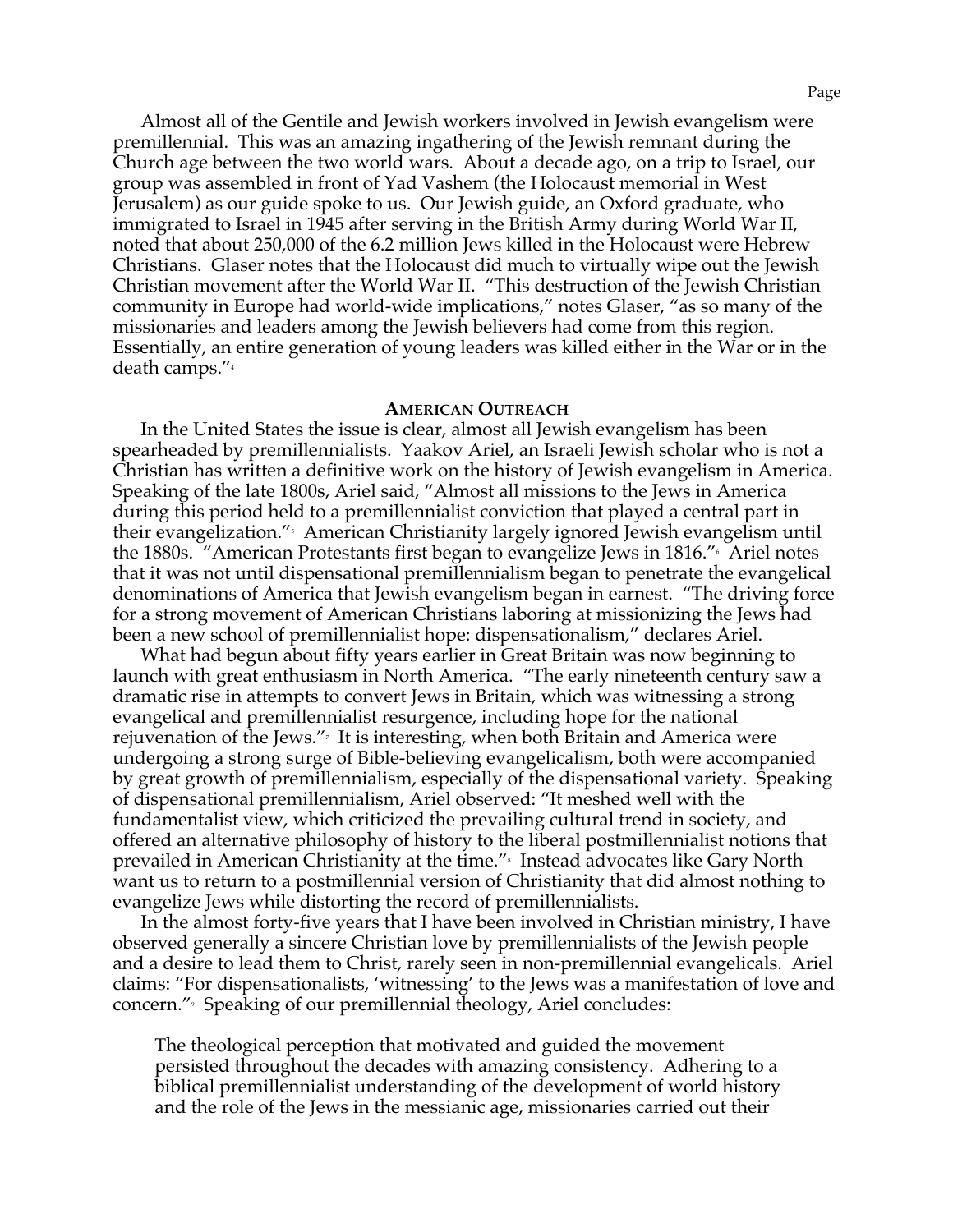Almost all of the Gentile and Jewish workers involved in Jewish evangelism were premillennial. This was an amazing ingathering of the Jewish remnant during the Church age between the two world wars. About a decade ago, on a trip to Israel, our group was assembled in front of Yad Vashem (the Holocaust memorial in West Jerusalem) as our guide spoke to us. Our Jewish guide, an Oxford graduate, who immigrated to Israel in 1945 after serving in the British Army during World War II, noted that about 250,000 of the 6.2 million Jews killed in the Holocaust were Hebrew Christians. Glaser notes that the Holocaust did much to virtually wipe out the Jewish Christian movement after the World War II. "This destruction of the Jewish Christian community in Europe had world-wide implications," notes Glaser, "as so many of the missionaries and leaders among the Jewish believers had come from this region. Essentially, an entire generation of young leaders was killed either in the War or in the death camps."[4]

### AMERICAN OUTREACH

In the United States the issue is clear, almost all Jewish evangelism has been spearheaded by premillennialists. Yaakov Ariel, an Israeli Jewish scholar who is not a Christian has written a definitive work on the history of Jewish evangelism in America. Speaking of the late 1800s, Ariel said, "Almost all missions to the Jews in America during this period held to a premillennialist conviction that played a central part in their evangelization."[5] American Christianity largely ignored Jewish evangelism until the 1880s. "American Protestants first began to evangelize Jews in 1816."[6] Ariel notes that it was not until dispensational premillennialism began to penetrate the evangelical denominations of America that Jewish evangelism began in earnest. "The driving force for a strong movement of American Christians laboring at missionizing the Jews had been a new school of premillennialist hope: dispensationalism," declares Ariel.

What had begun about fifty years earlier in Great Britain was now beginning to launch with great enthusiasm in North America. "The early nineteenth century saw a dramatic rise in attempts to convert Jews in Britain, which was witnessing a strong evangelical and premillennialist resurgence, including hope for the national rejuvenation of the Jews."[7] It is interesting, when both Britain and America were undergoing a strong surge of Bible-believing evangelicalism, both were accompanied by great growth of premillennialism, especially of the dispensational variety. Speaking of dispensational premillennialism, Ariel observed: "It meshed well with the fundamentalist view, which criticized the prevailing cultural trend in society, and offered an alternative philosophy of history to the liberal postmillennialist notions that prevailed in American Christianity at the time."[8] Instead advocates like Gary North want us to return to a postmillennial version of Christianity that did almost nothing to evangelize Jews while distorting the record of premillennialists.

In the almost forty-five years that I have been involved in Christian ministry, I have observed generally a sincere Christian love by premillennialists of the Jewish people and a desire to lead them to Christ, rarely seen in non-premillennial evangelicals. Ariel claims: "For dispensationalists, 'witnessing' to the Jews was a manifestation of love and concern."[9] Speaking of our premillennial theology, Ariel concludes:

> The theological perception that motivated and guided the movement persisted throughout the decades with amazing consistency. Adhering to a biblical premillennialist understanding of the development of world history and the role of the Jews in the messianic age, missionaries carried out their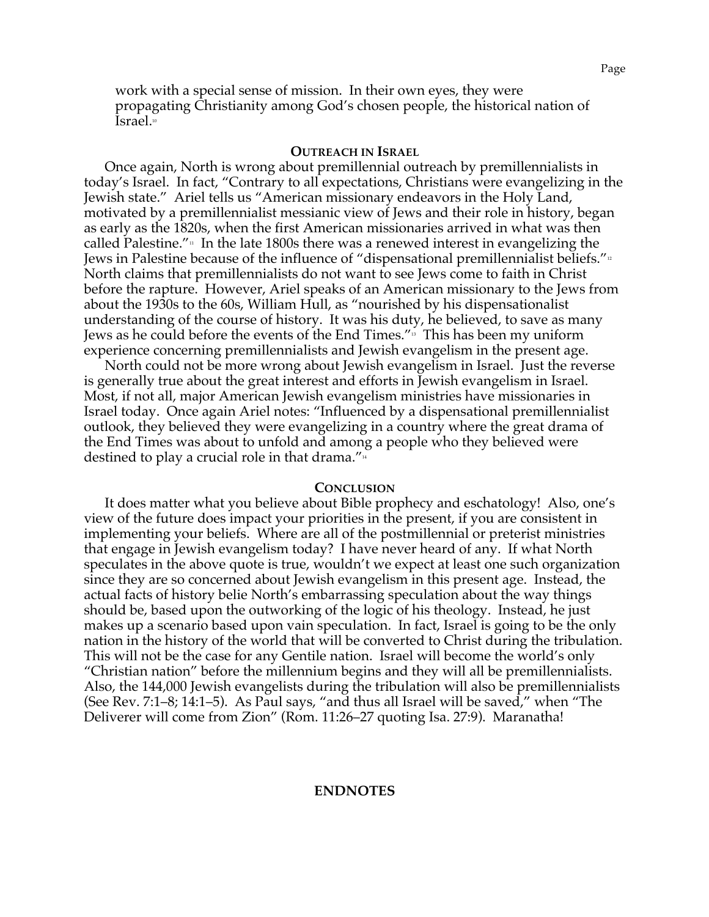work with a special sense of mission. In their own eyes, they were propagating Christianity among God's chosen people, the historical nation of Israel.[10]

### OUTREACH IN ISRAEL

Once again, North is wrong about premillennial outreach by premillennialists in today's Israel. In fact, "Contrary to all expectations, Christians were evangelizing in the Jewish state." Ariel tells us "American missionary endeavors in the Holy Land, motivated by a premillennialist messianic view of Jews and their role in history, began as early as the 1820s, when the first American missionaries arrived in what was then called Palestine."[11] In the late 1800s there was a renewed interest in evangelizing the Jews in Palestine because of the influence of "dispensational premillennialist beliefs."[12] North claims that premillennialists do not want to see Jews come to faith in Christ before the rapture. However, Ariel speaks of an American missionary to the Jews from about the 1930s to the 60s, William Hull, as "nourished by his dispensationalist understanding of the course of history. It was his duty, he believed, to save as many Jews as he could before the events of the End Times."[13] This has been my uniform experience concerning premillennialists and Jewish evangelism in the present age.

North could not be more wrong about Jewish evangelism in Israel. Just the reverse is generally true about the great interest and efforts in Jewish evangelism in Israel. Most, if not all, major American Jewish evangelism ministries have missionaries in Israel today. Once again Ariel notes: "Influenced by a dispensational premillennialist outlook, they believed they were evangelizing in a country where the great drama of the End Times was about to unfold and among a people who they believed were destined to play a crucial role in that drama."[14]

### CONCLUSION

It does matter what you believe about Bible prophecy and eschatology! Also, one's view of the future does impact your priorities in the present, if you are consistent in implementing your beliefs. Where are all of the postmillennial or preterist ministries that engage in Jewish evangelism today? I have never heard of any. If what North speculates in the above quote is true, wouldn't we expect at least one such organization since they are so concerned about Jewish evangelism in this present age. Instead, the actual facts of history belie North's embarrassing speculation about the way things should be, based upon the outworking of the logic of his theology. Instead, he just makes up a scenario based upon vain speculation. In fact, Israel is going to be the only nation in the history of the world that will be converted to Christ during the tribulation. This will not be the case for any Gentile nation. Israel will become the world's only "Christian nation" before the millennium begins and they will all be premillennialists. Also, the 144,000 Jewish evangelists during the tribulation will also be premillennialists (See Rev. 7:1–8; 14:1–5). As Paul says, "and thus all Israel will be saved," when "The Deliverer will come from Zion" (Rom. 11:26–27 quoting Isa. 27:9). Maranatha!

## ENDNOTES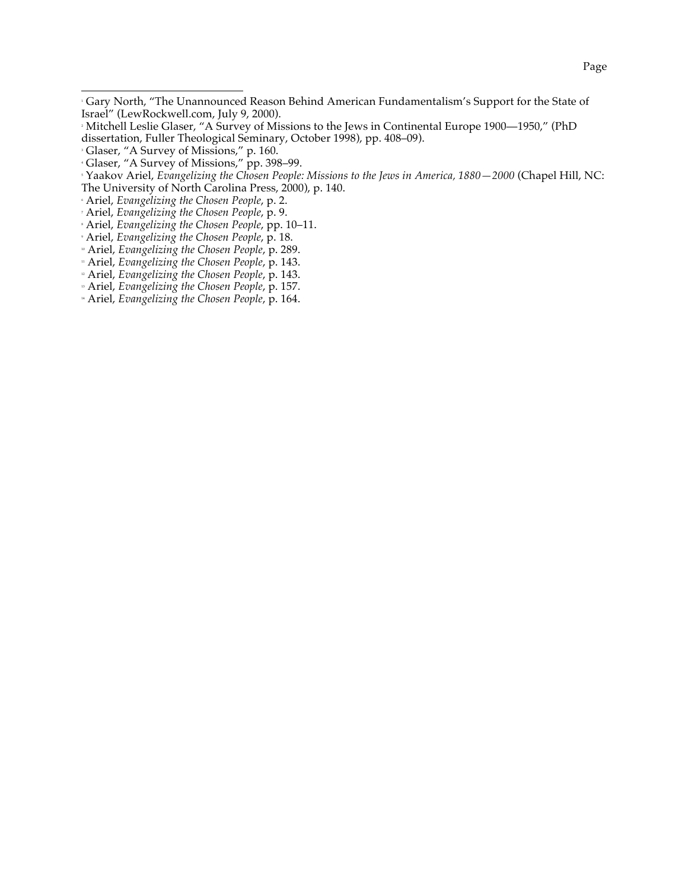[1] Gary North, "The Unannounced Reason Behind American Fundamentalism's Support for the State of Israel" (LewRockwell.com, July 9, 2000).

[2] Mitchell Leslie Glaser, "A Survey of Missions to the Jews in Continental Europe 1900—1950," (PhD dissertation, Fuller Theological Seminary, October 1998), pp. 408–09).

[3] Glaser, "A Survey of Missions," p. 160.

[4] Glaser, "A Survey of Missions," pp. 398–99.

[5] Yaakov Ariel, *Evangelizing the Chosen People: Missions to the Jews in America, 1880—2000* (Chapel Hill, NC: The University of North Carolina Press, 2000), p. 140.

[6] Ariel, *Evangelizing the Chosen People*, p. 2.

[7] Ariel, *Evangelizing the Chosen People*, p. 9.

[8] Ariel, *Evangelizing the Chosen People*, pp. 10–11.

[9] Ariel, *Evangelizing the Chosen People*, p. 18.

[10] Ariel, *Evangelizing the Chosen People*, p. 289.

[11] Ariel, *Evangelizing the Chosen People*, p. 143.

[12] Ariel, *Evangelizing the Chosen People*, p. 143.

[13] Ariel, *Evangelizing the Chosen People*, p. 157.

[14] Ariel, *Evangelizing the Chosen People*, p. 164.